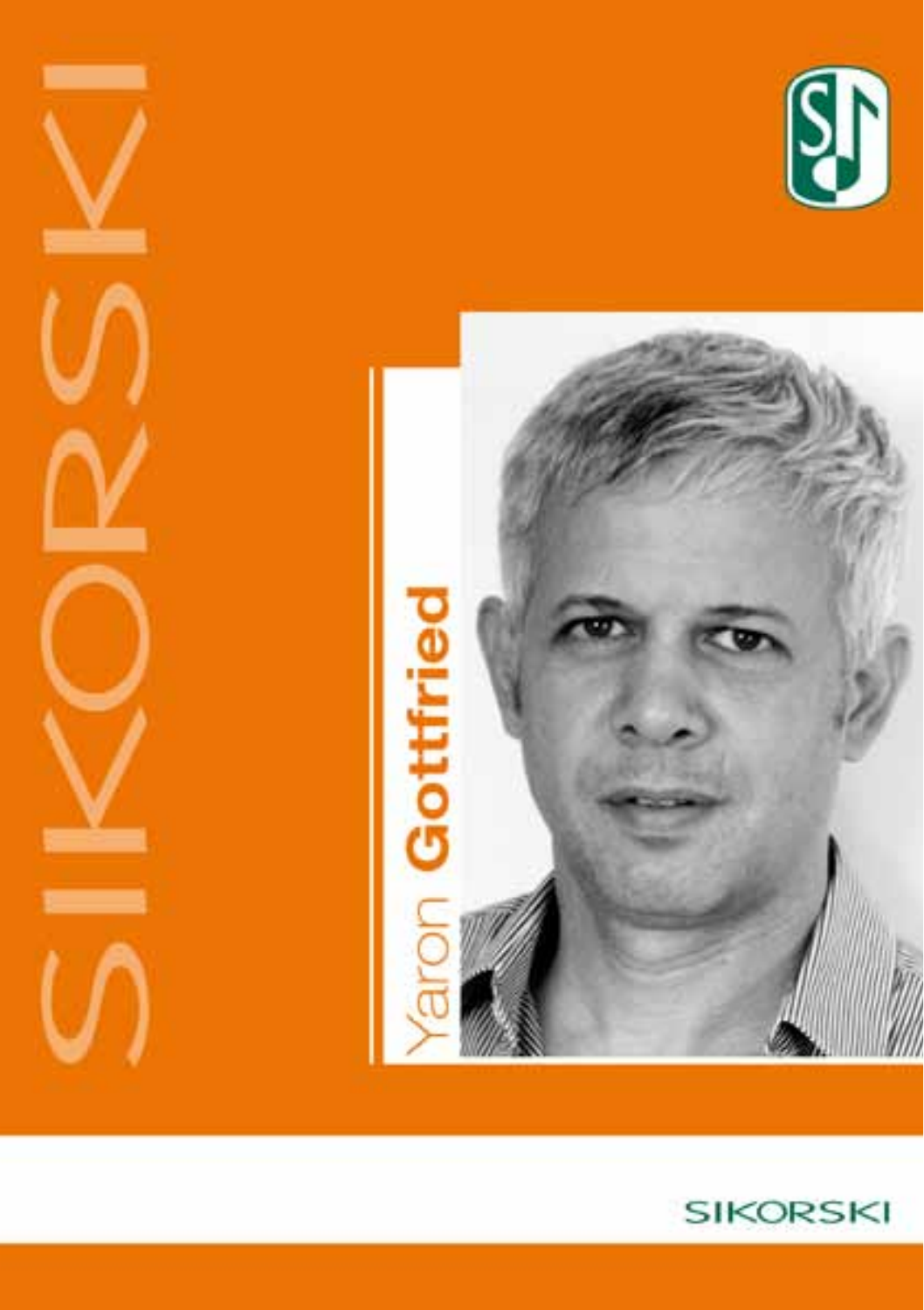# SIKORSKI

## Yaron Gottfried

SIKORSKI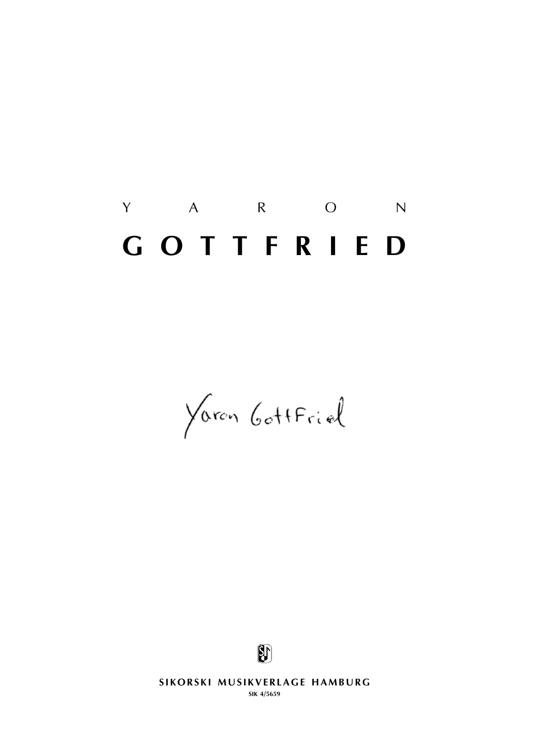# Y A R O N

# G O T T F R I E D

Yaron Gottfried

**SIKORSKI MUSIKVERLAGE HAMBURG**

**SIK 4/5659**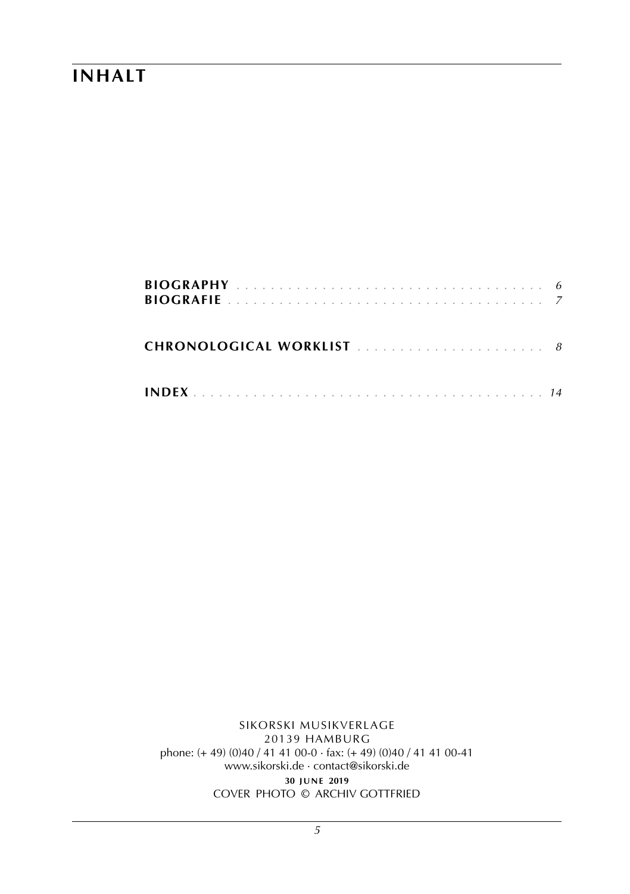# INHALT

**BIOGRAPHY** . . . . . . . . . . . . . . . . . . . . . . . . . . . . . . . . . . . *6*
**BIOGRAFIE** . . . . . . . . . . . . . . . . . . . . . . . . . . . . . . . . . . . *7*

**CHRONOLOGICAL WORKLIST** . . . . . . . . . . . . . . . . . . . . . . *8*

**INDEX** . . . . . . . . . . . . . . . . . . . . . . . . . . . . . . . . . . . . . . . *14*

SIKORSKI MUSIKVERLAGE
20139 HAMBURG
phone: (+ 49) (0)40 / 41 41 00-0 · fax: (+ 49) (0)40 / 41 41 00-41
www.sikorski.de · contact@sikorski.de
**30 JUNE 2019**
COVER PHOTO © ARCHIV GOTTFRIED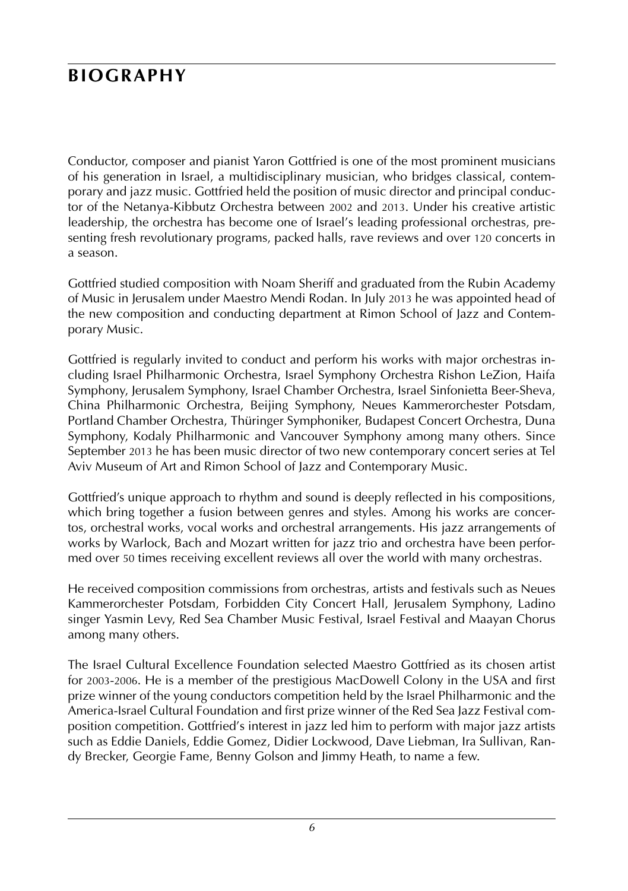# BIOGRAPHY

Conductor, composer and pianist Yaron Gottfried is one of the most prominent musicians of his generation in Israel, a multidisciplinary musician, who bridges classical, contemporary and jazz music. Gottfried held the position of music director and principal conductor of the Netanya-Kibbutz Orchestra between 2002 and 2013. Under his creative artistic leadership, the orchestra has become one of Israel's leading professional orchestras, presenting fresh revolutionary programs, packed halls, rave reviews and over 120 concerts in a season.

Gottfried studied composition with Noam Sheriff and graduated from the Rubin Academy of Music in Jerusalem under Maestro Mendi Rodan. In July 2013 he was appointed head of the new composition and conducting department at Rimon School of Jazz and Contemporary Music.

Gottfried is regularly invited to conduct and perform his works with major orchestras including Israel Philharmonic Orchestra, Israel Symphony Orchestra Rishon LeZion, Haifa Symphony, Jerusalem Symphony, Israel Chamber Orchestra, Israel Sinfonietta Beer-Sheva, China Philharmonic Orchestra, Beijing Symphony, Neues Kammerorchester Potsdam, Portland Chamber Orchestra, Thüringer Symphoniker, Budapest Concert Orchestra, Duna Symphony, Kodaly Philharmonic and Vancouver Symphony among many others. Since September 2013 he has been music director of two new contemporary concert series at Tel Aviv Museum of Art and Rimon School of Jazz and Contemporary Music.

Gottfried's unique approach to rhythm and sound is deeply reflected in his compositions, which bring together a fusion between genres and styles. Among his works are concertos, orchestral works, vocal works and orchestral arrangements. His jazz arrangements of works by Warlock, Bach and Mozart written for jazz trio and orchestra have been performed over 50 times receiving excellent reviews all over the world with many orchestras.

He received composition commissions from orchestras, artists and festivals such as Neues Kammerorchester Potsdam, Forbidden City Concert Hall, Jerusalem Symphony, Ladino singer Yasmin Levy, Red Sea Chamber Music Festival, Israel Festival and Maayan Chorus among many others.

The Israel Cultural Excellence Foundation selected Maestro Gottfried as its chosen artist for 2003-2006. He is a member of the prestigious MacDowell Colony in the USA and first prize winner of the young conductors competition held by the Israel Philharmonic and the America-Israel Cultural Foundation and first prize winner of the Red Sea Jazz Festival composition competition. Gottfried's interest in jazz led him to perform with major jazz artists such as Eddie Daniels, Eddie Gomez, Didier Lockwood, Dave Liebman, Ira Sullivan, Randy Brecker, Georgie Fame, Benny Golson and Jimmy Heath, to name a few.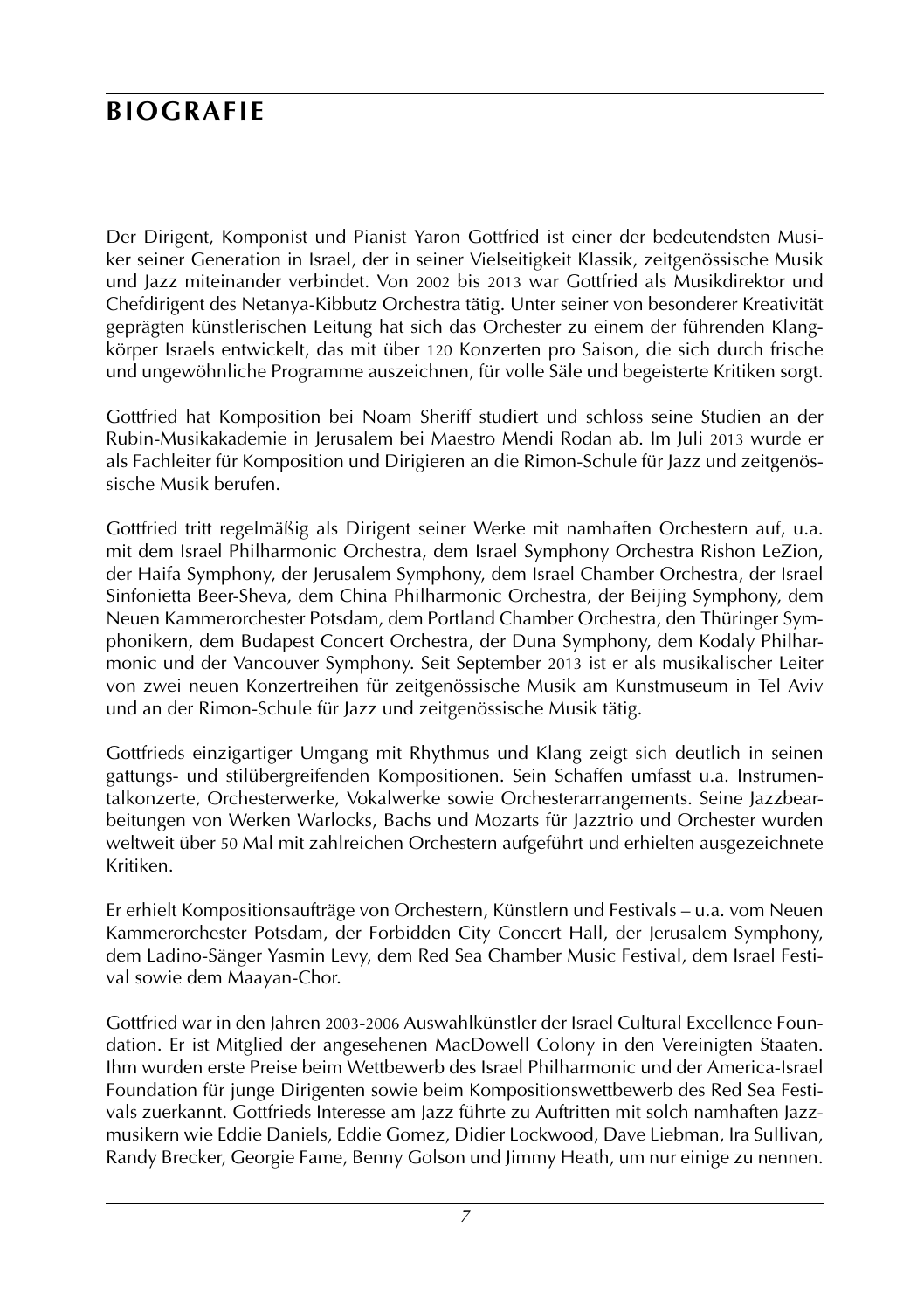# BIOGRAFIE

Der Dirigent, Komponist und Pianist Yaron Gottfried ist einer der bedeutendsten Musiker seiner Generation in Israel, der in seiner Vielseitigkeit Klassik, zeitgenössische Musik und Jazz miteinander verbindet. Von 2002 bis 2013 war Gottfried als Musikdirektor und Chefdirigent des Netanya-Kibbutz Orchestra tätig. Unter seiner von besonderer Kreativität geprägten künstlerischen Leitung hat sich das Orchester zu einem der führenden Klangkörper Israels entwickelt, das mit über 120 Konzerten pro Saison, die sich durch frische und ungewöhnliche Programme auszeichnen, für volle Säle und begeisterte Kritiken sorgt.

Gottfried hat Komposition bei Noam Sheriff studiert und schloss seine Studien an der Rubin-Musikakademie in Jerusalem bei Maestro Mendi Rodan ab. Im Juli 2013 wurde er als Fachleiter für Komposition und Dirigieren an die Rimon-Schule für Jazz und zeitgenössische Musik berufen.

Gottfried tritt regelmäßig als Dirigent seiner Werke mit namhaften Orchestern auf, u.a. mit dem Israel Philharmonic Orchestra, dem Israel Symphony Orchestra Rishon LeZion, der Haifa Symphony, der Jerusalem Symphony, dem Israel Chamber Orchestra, der Israel Sinfonietta Beer-Sheva, dem China Philharmonic Orchestra, der Beijing Symphony, dem Neuen Kammerorchester Potsdam, dem Portland Chamber Orchestra, den Thüringer Symphonikern, dem Budapest Concert Orchestra, der Duna Symphony, dem Kodaly Philharmonic und der Vancouver Symphony. Seit September 2013 ist er als musikalischer Leiter von zwei neuen Konzertreihen für zeitgenössische Musik am Kunstmuseum in Tel Aviv und an der Rimon-Schule für Jazz und zeitgenössische Musik tätig.

Gottfrieds einzigartiger Umgang mit Rhythmus und Klang zeigt sich deutlich in seinen gattungs- und stilübergreifenden Kompositionen. Sein Schaffen umfasst u.a. Instrumentalkonzerte, Orchesterwerke, Vokalwerke sowie Orchesterarrangements. Seine Jazzbearbeitungen von Werken Warlocks, Bachs und Mozarts für Jazztrio und Orchester wurden weltweit über 50 Mal mit zahlreichen Orchestern aufgeführt und erhielten ausgezeichnete Kritiken.

Er erhielt Kompositionsaufträge von Orchestern, Künstlern und Festivals – u.a. vom Neuen Kammerorchester Potsdam, der Forbidden City Concert Hall, der Jerusalem Symphony, dem Ladino-Sänger Yasmin Levy, dem Red Sea Chamber Music Festival, dem Israel Festival sowie dem Maayan-Chor.

Gottfried war in den Jahren 2003-2006 Auswahlkünstler der Israel Cultural Excellence Foundation. Er ist Mitglied der angesehenen MacDowell Colony in den Vereinigten Staaten. Ihm wurden erste Preise beim Wettbewerb des Israel Philharmonic und der America-Israel Foundation für junge Dirigenten sowie beim Kompositionswettbewerb des Red Sea Festivals zuerkannt. Gottfrieds Interesse am Jazz führte zu Auftritten mit solch namhaften Jazzmusikern wie Eddie Daniels, Eddie Gomez, Didier Lockwood, Dave Liebman, Ira Sullivan, Randy Brecker, Georgie Fame, Benny Golson und Jimmy Heath, um nur einige zu nennen.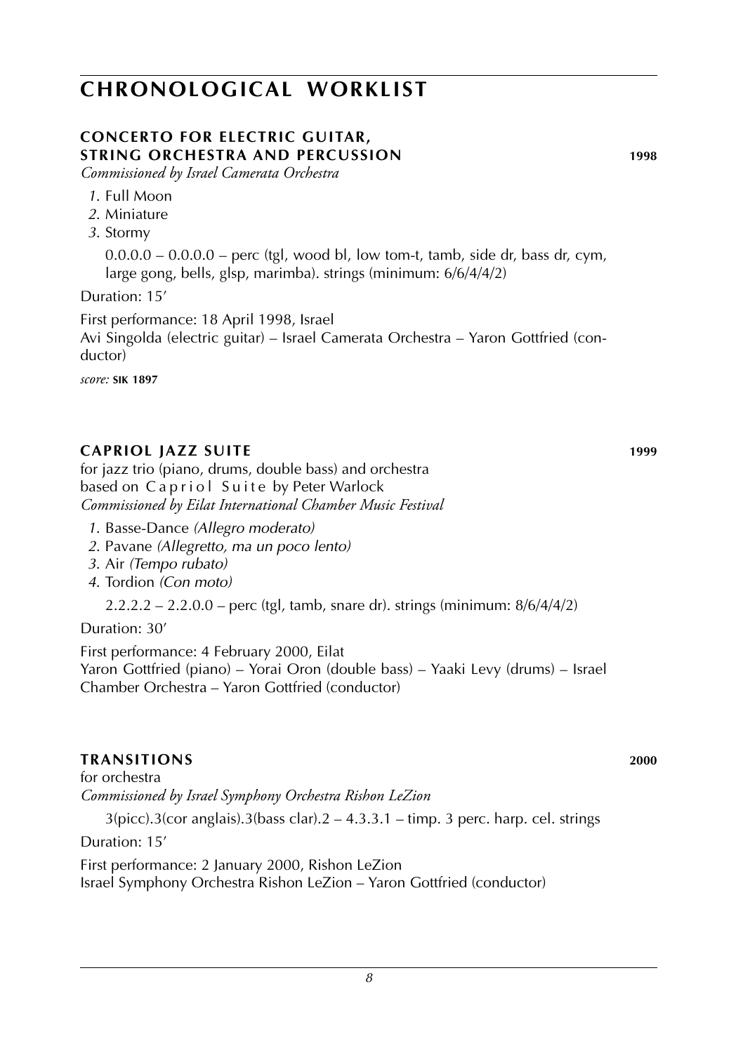# CHRONOLOGICAL WORKLIST

## CONCERTO FOR ELECTRIC GUITAR, STRING ORCHESTRA AND PERCUSSION **1998**

*Commissioned by Israel Camerata Orchestra*

*1*. Full Moon
*2*. Miniature
*3*. Stormy

0.0.0.0 – 0.0.0.0 – perc (tgl, wood bl, low tom-t, tamb, side dr, bass dr, cym, large gong, bells, glsp, marimba). strings (minimum: 6/6/4/4/2)

Duration: 15'

First performance: 18 April 1998, Israel
Avi Singolda (electric guitar) – Israel Camerata Orchestra – Yaron Gottfried (conductor)

*score:* **SIK 1897**

## CAPRIOL JAZZ SUITE **1999**

for jazz trio (piano, drums, double bass) and orchestra
based on Capriol Suite by Peter Warlock
*Commissioned by Eilat International Chamber Music Festival*

*1*. Basse-Dance *(Allegro moderato)*
*2*. Pavane *(Allegretto, ma un poco lento)*
*3*. Air *(Tempo rubato)*
*4*. Tordion *(Con moto)*

2.2.2.2 – 2.2.0.0 – perc (tgl, tamb, snare dr). strings (minimum: 8/6/4/4/2)

Duration: 30'

First performance: 4 February 2000, Eilat
Yaron Gottfried (piano) – Yorai Oron (double bass) – Yaaki Levy (drums) – Israel Chamber Orchestra – Yaron Gottfried (conductor)

## TRANSITIONS **2000**

for orchestra
*Commissioned by Israel Symphony Orchestra Rishon LeZion*

3(picc).3(cor anglais).3(bass clar).2 – 4.3.3.1 – timp. 3 perc. harp. cel. strings

Duration: 15'

First performance: 2 January 2000, Rishon LeZion
Israel Symphony Orchestra Rishon LeZion – Yaron Gottfried (conductor)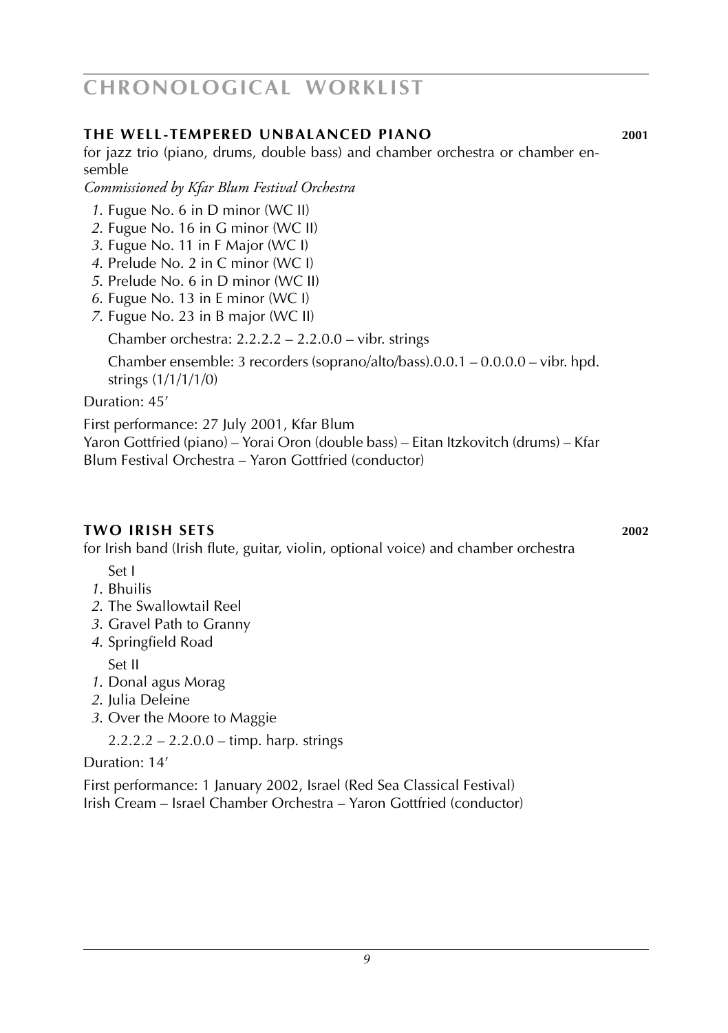## CHRONOLOGICAL WORKLIST

### THE WELL-TEMPERED UNBALANCED PIANO 2001

for jazz trio (piano, drums, double bass) and chamber orchestra or chamber ensemble

*Commissioned by Kfar Blum Festival Orchestra*

1. Fugue No. 6 in D minor (WC II)
2. Fugue No. 16 in G minor (WC II)
3. Fugue No. 11 in F Major (WC I)
4. Prelude No. 2 in C minor (WC I)
5. Prelude No. 6 in D minor (WC II)
6. Fugue No. 13 in E minor (WC I)
7. Fugue No. 23 in B major (WC II)

Chamber orchestra: 2.2.2.2 – 2.2.0.0 – vibr. strings

Chamber ensemble: 3 recorders (soprano/alto/bass).0.0.1 – 0.0.0.0 – vibr. hpd. strings (1/1/1/1/0)

Duration: 45'

First performance: 27 July 2001, Kfar Blum
Yaron Gottfried (piano) – Yorai Oron (double bass) – Eitan Itzkovitch (drums) – Kfar Blum Festival Orchestra – Yaron Gottfried (conductor)

### TWO IRISH SETS 2002

for Irish band (Irish flute, guitar, violin, optional voice) and chamber orchestra

Set I

1. Bhuilis
2. The Swallowtail Reel
3. Gravel Path to Granny
4. Springfield Road

Set II

1. Donal agus Morag
2. Julia Deleine
3. Over the Moore to Maggie

2.2.2.2 – 2.2.0.0 – timp. harp. strings

Duration: 14'

First performance: 1 January 2002, Israel (Red Sea Classical Festival)
Irish Cream – Israel Chamber Orchestra – Yaron Gottfried (conductor)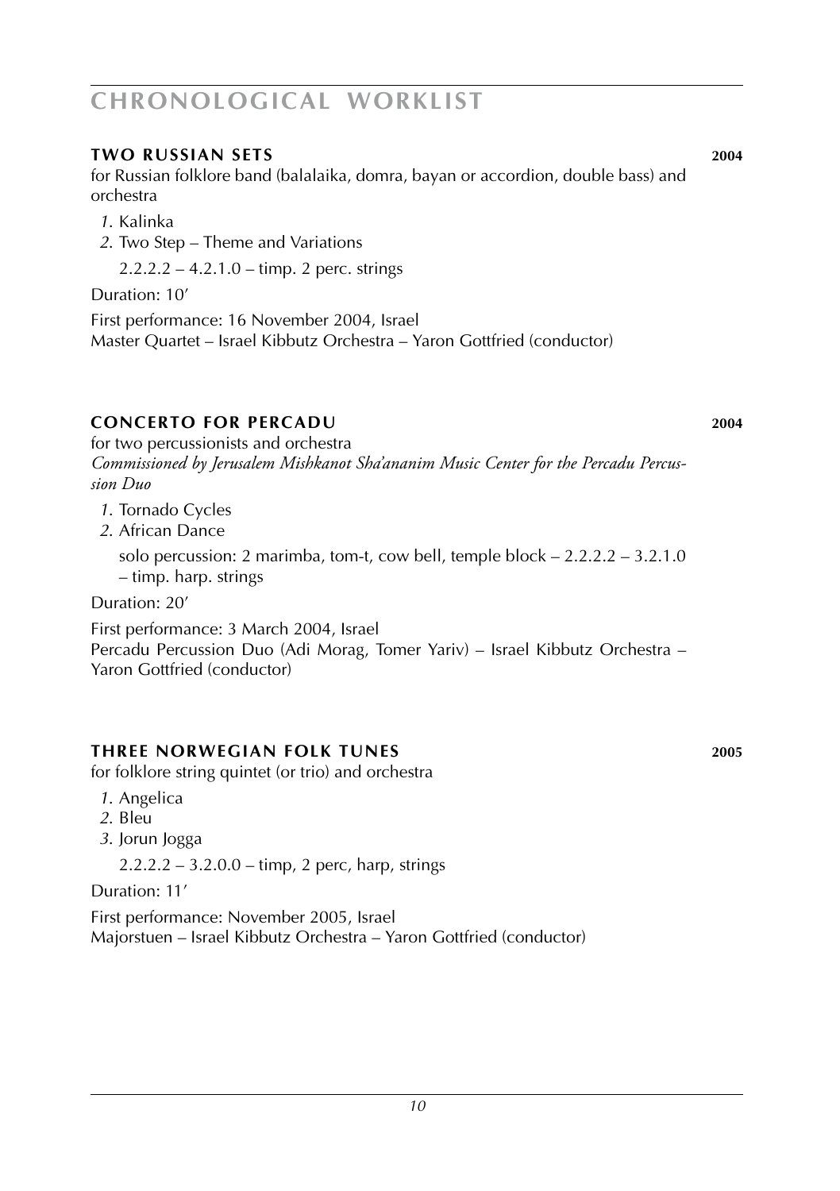# CHRONOLOGICAL WORKLIST

### TWO RUSSIAN SETS 2004

for Russian folklore band (balalaika, domra, bayan or accordion, double bass) and orchestra

*1*. Kalinka
*2*. Two Step – Theme and Variations

2.2.2.2 – 4.2.1.0 – timp. 2 perc. strings

Duration: 10'

First performance: 16 November 2004, Israel
Master Quartet – Israel Kibbutz Orchestra – Yaron Gottfried (conductor)

### CONCERTO FOR PERCADU 2004

for two percussionists and orchestra
*Commissioned by Jerusalem Mishkanot Sha'ananim Music Center for the Percadu Percussion Duo*

*1*. Tornado Cycles
*2*. African Dance

solo percussion: 2 marimba, tom-t, cow bell, temple block – 2.2.2.2 – 3.2.1.0 – timp. harp. strings

Duration: 20'

First performance: 3 March 2004, Israel
Percadu Percussion Duo (Adi Morag, Tomer Yariv) – Israel Kibbutz Orchestra – Yaron Gottfried (conductor)

### THREE NORWEGIAN FOLK TUNES 2005

for folklore string quintet (or trio) and orchestra

*1*. Angelica
*2*. Bleu
*3*. Jorun Jogga

2.2.2.2 – 3.2.0.0 – timp, 2 perc, harp, strings

Duration: 11'

First performance: November 2005, Israel
Majorstuen – Israel Kibbutz Orchestra – Yaron Gottfried (conductor)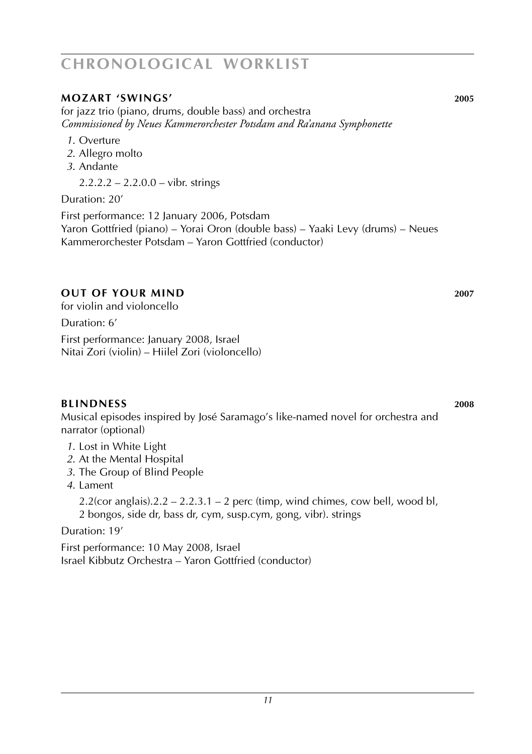# CHRONOLOGICAL WORKLIST

### MOZART 'SWINGS' **2005**

for jazz trio (piano, drums, double bass) and orchestra
*Commissioned by Neues Kammerorchester Potsdam and Ra'anana Symphonette*

*1*. Overture
*2*. Allegro molto
*3*. Andante

2.2.2.2 – 2.2.0.0 – vibr. strings

Duration: 20'

First performance: 12 January 2006, Potsdam
Yaron Gottfried (piano) – Yorai Oron (double bass) – Yaaki Levy (drums) – Neues Kammerorchester Potsdam – Yaron Gottfried (conductor)

### OUT OF YOUR MIND **2007**

for violin and violoncello

Duration: 6'

First performance: January 2008, Israel
Nitai Zori (violin) – Hiilel Zori (violoncello)

### BLINDNESS **2008**

Musical episodes inspired by José Saramago's like-named novel for orchestra and narrator (optional)

*1*. Lost in White Light
*2*. At the Mental Hospital
*3*. The Group of Blind People
*4*. Lament

2.2(cor anglais).2.2 – 2.2.3.1 – 2 perc (timp, wind chimes, cow bell, wood bl, 2 bongos, side dr, bass dr, cym, susp.cym, gong, vibr). strings

Duration: 19'

First performance: 10 May 2008, Israel
Israel Kibbutz Orchestra – Yaron Gottfried (conductor)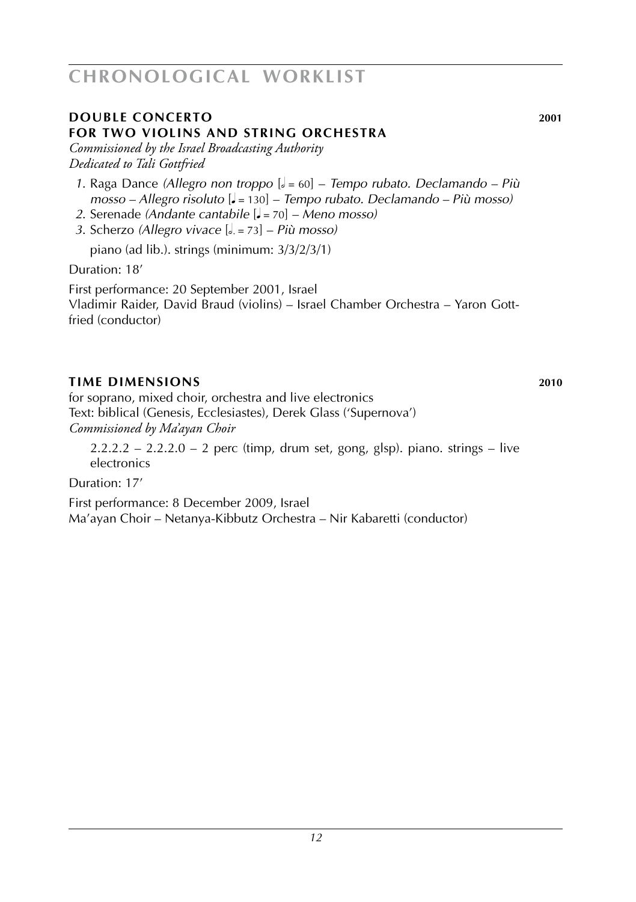# CHRONOLOGICAL WORKLIST

## DOUBLE CONCERTO FOR TWO VIOLINS AND STRING ORCHESTRA — 2001

*Commissioned by the Israel Broadcasting Authority*
*Dedicated to Tali Gottfried*

1. Raga Dance *(Allegro non troppo* [𝅗𝅥 = 60] *– Tempo rubato. Declamando – Più mosso – Allegro risoluto* [♩ = 130] *– Tempo rubato. Declamando – Più mosso)*
2. Serenade *(Andante cantabile* [♩ = 70] *– Meno mosso)*
3. Scherzo *(Allegro vivace* [𝅗𝅥. = 73] *– Più mosso)*

piano (ad lib.). strings (minimum: 3/3/2/3/1)

Duration: 18′

First performance: 20 September 2001, Israel
Vladimir Raider, David Braud (violins) – Israel Chamber Orchestra – Yaron Gottfried (conductor)

## TIME DIMENSIONS — 2010

for soprano, mixed choir, orchestra and live electronics
Text: biblical (Genesis, Ecclesiastes), Derek Glass ('Supernova')
*Commissioned by Ma'ayan Choir*

2.2.2.2 – 2.2.2.0 – 2 perc (timp, drum set, gong, glsp). piano. strings – live electronics

Duration: 17′

First performance: 8 December 2009, Israel
Ma'ayan Choir – Netanya-Kibbutz Orchestra – Nir Kabaretti (conductor)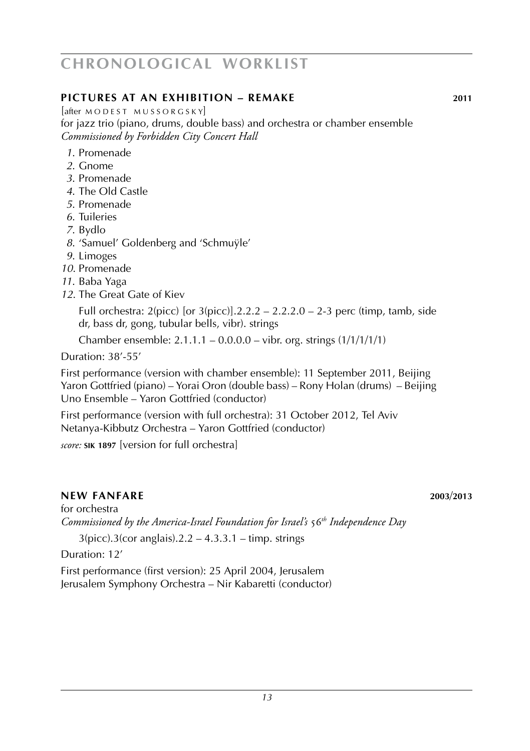# CHRONOLOGICAL WORKLIST

## PICTURES AT AN EXHIBITION – REMAKE 2011

[after MODEST MUSSORGSKY]
for jazz trio (piano, drums, double bass) and orchestra or chamber ensemble
*Commissioned by Forbidden City Concert Hall*

*1*. Promenade
*2*. Gnome
*3*. Promenade
*4*. The Old Castle
*5*. Promenade
*6*. Tuileries
*7*. Bydlo
*8*. 'Samuel' Goldenberg and 'Schmuÿle'
*9*. Limoges
*10*. Promenade
*11*. Baba Yaga
*12*. The Great Gate of Kiev

Full orchestra: 2(picc) [or 3(picc)].2.2.2 – 2.2.2.0 – 2-3 perc (timp, tamb, side dr, bass dr, gong, tubular bells, vibr). strings

Chamber ensemble: 2.1.1.1 – 0.0.0.0 – vibr. org. strings (1/1/1/1/1)

Duration: 38'-55'

First performance (version with chamber ensemble): 11 September 2011, Beijing
Yaron Gottfried (piano) – Yorai Oron (double bass) – Rony Holan (drums) – Beijing Uno Ensemble – Yaron Gottfried (conductor)

First performance (version with full orchestra): 31 October 2012, Tel Aviv
Netanya-Kibbutz Orchestra – Yaron Gottfried (conductor)

*score:* **SIK 1897** [version for full orchestra]

## NEW FANFARE 2003/2013

for orchestra
*Commissioned by the America-Israel Foundation for Israel's 56th Independence Day*

3(picc).3(cor anglais).2.2 – 4.3.3.1 – timp. strings

Duration: 12'

First performance (first version): 25 April 2004, Jerusalem
Jerusalem Symphony Orchestra – Nir Kabaretti (conductor)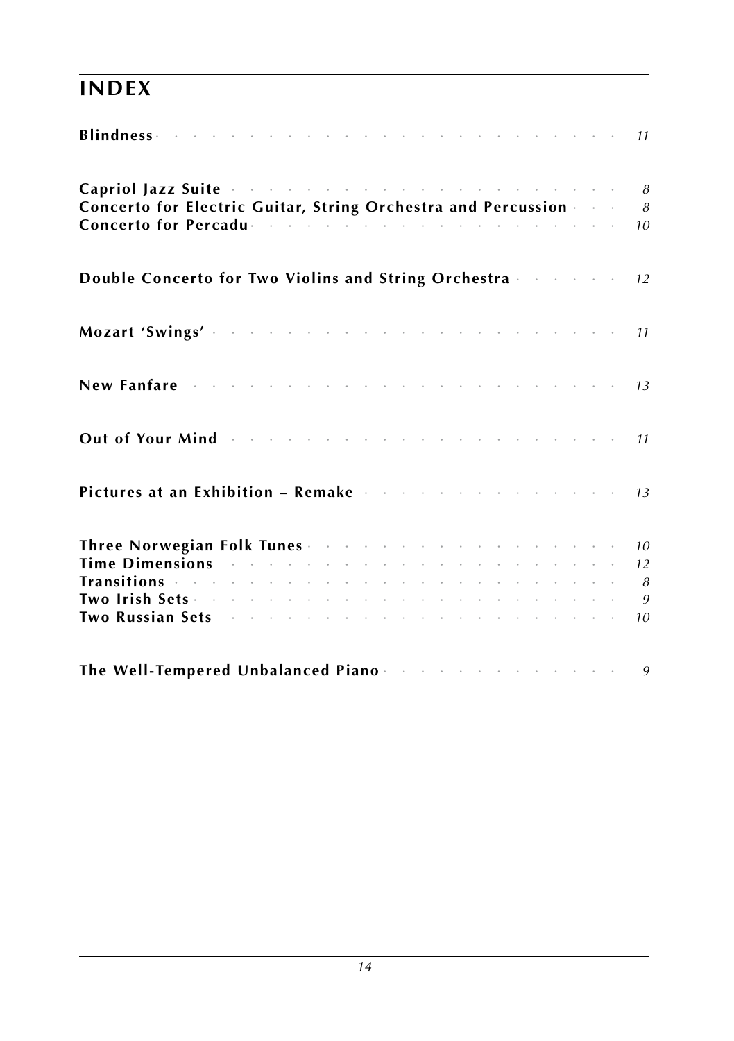# INDEX

**Blindness** · · · · · · · · · · · · · · · · · · · · · · · · · *11*

**Capriol Jazz Suite** · · · · · · · · · · · · · · · · · · · · · · · *8*
**Concerto for Electric Guitar, String Orchestra and Percussion** · · · *8*
**Concerto for Percadu** · · · · · · · · · · · · · · · · · · · · · *10*

**Double Concerto for Two Violins and String Orchestra** · · · · · · *12*

**Mozart 'Swings'** · · · · · · · · · · · · · · · · · · · · · · · *11*

**New Fanfare** · · · · · · · · · · · · · · · · · · · · · · · · · *13*

**Out of Your Mind** · · · · · · · · · · · · · · · · · · · · · · · *11*

**Pictures at an Exhibition – Remake** · · · · · · · · · · · · · · · *13*

**Three Norwegian Folk Tunes** · · · · · · · · · · · · · · · · · · *10*
**Time Dimensions** · · · · · · · · · · · · · · · · · · · · · · · *12*
**Transitions** · · · · · · · · · · · · · · · · · · · · · · · · · *8*
**Two Irish Sets** · · · · · · · · · · · · · · · · · · · · · · · · *9*
**Two Russian Sets** · · · · · · · · · · · · · · · · · · · · · · · *10*

**The Well-Tempered Unbalanced Piano** · · · · · · · · · · · · · · *9*